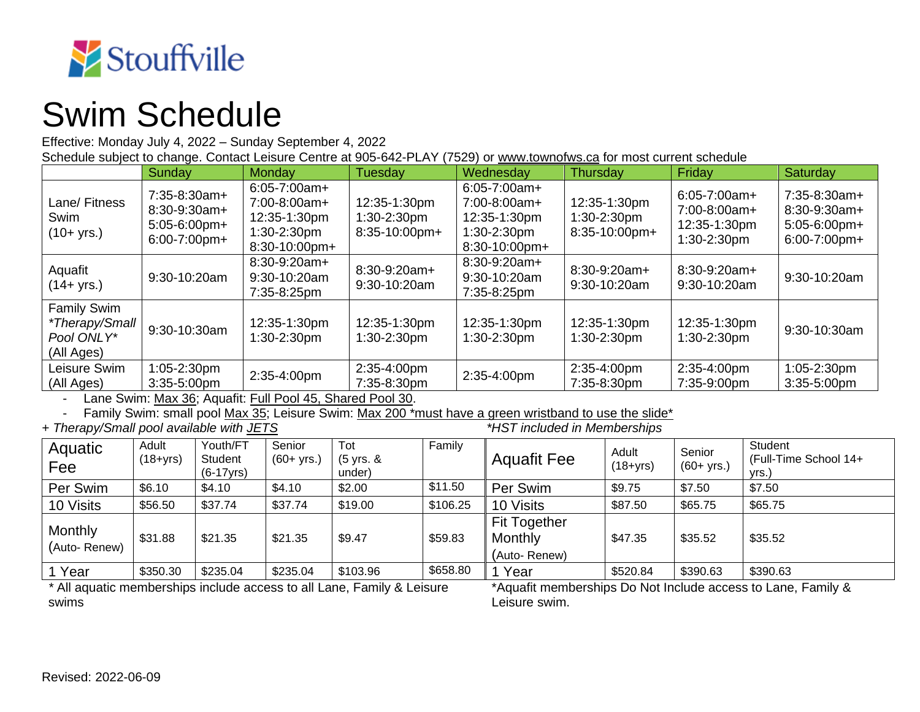Stouffville

# Swim Schedule

Effective: Monday July 4, 2022 – Sunday September 4, 2022

Schedule subject to change. Contact Leisure Centre at 905-642-PLAY (7529) or www.townofws.ca for most current schedule

| | Sunday | Monday | Tuesday | Wednesday | Thursday | Friday | Saturday |
|---|---|---|---|---|---|---|---|
| Lane/ Fitness Swim (10+ yrs.) | 7:35-8:30am+ 8:30-9:30am+ 5:05-6:00pm+ 6:00-7:00pm+ | 6:05-7:00am+ 7:00-8:00am+ 12:35-1:30pm 1:30-2:30pm 8:30-10:00pm+ | 12:35-1:30pm 1:30-2:30pm 8:35-10:00pm+ | 6:05-7:00am+ 7:00-8:00am+ 12:35-1:30pm 1:30-2:30pm 8:30-10:00pm+ | 12:35-1:30pm 1:30-2:30pm 8:35-10:00pm+ | 6:05-7:00am+ 7:00-8:00am+ 12:35-1:30pm 1:30-2:30pm | 7:35-8:30am+ 8:30-9:30am+ 5:05-6:00pm+ 6:00-7:00pm+ |
| Aquafit (14+ yrs.) | 9:30-10:20am | 8:30-9:20am+ 9:30-10:20am 7:35-8:25pm | 8:30-9:20am+ 9:30-10:20am | 8:30-9:20am+ 9:30-10:20am 7:35-8:25pm | 8:30-9:20am+ 9:30-10:20am | 8:30-9:20am+ 9:30-10:20am | 9:30-10:20am |
| Family Swim *Therapy/Small Pool ONLY* (All Ages) | 9:30-10:30am | 12:35-1:30pm 1:30-2:30pm | 12:35-1:30pm 1:30-2:30pm | 12:35-1:30pm 1:30-2:30pm | 12:35-1:30pm 1:30-2:30pm | 12:35-1:30pm 1:30-2:30pm | 9:30-10:30am |
| Leisure Swim (All Ages) | 1:05-2:30pm 3:35-5:00pm | 2:35-4:00pm | 2:35-4:00pm 7:35-8:30pm | 2:35-4:00pm | 2:35-4:00pm 7:35-8:30pm | 2:35-4:00pm 7:35-9:00pm | 1:05-2:30pm 3:35-5:00pm |

- Lane Swim: Max 36; Aquafit: Full Pool 45, Shared Pool 30.
- Family Swim: small pool Max 35; Leisure Swim: Max 200 *must have a green wristband to use the slide*

*+ Therapy/Small pool available with JETS*

*\*HST included in Memberships*

| Aquatic Fee | Adult (18+yrs) | Youth/FT Student (6-17yrs) | Senior (60+ yrs.) | Tot (5 yrs. & under) | Family |
|---|---|---|---|---|---|
| Per Swim | $6.10 | $4.10 | $4.10 | $2.00 | $11.50 |
| 10 Visits | $56.50 | $37.74 | $37.74 | $19.00 | $106.25 |
| Monthly (Auto- Renew) | $31.88 | $21.35 | $21.35 | $9.47 | $59.83 |
| 1 Year | $350.30 | $235.04 | $235.04 | $103.96 | $658.80 |

* All aquatic memberships include access to all Lane, Family & Leisure swims

| Aquafit Fee | Adult (18+yrs) | Senior (60+ yrs.) | Student (Full-Time School 14+ yrs.) |
|---|---|---|---|
| Per Swim | $9.75 | $7.50 | $7.50 |
| 10 Visits | $87.50 | $65.75 | $65.75 |
| Fit Together Monthly (Auto- Renew) | $47.35 | $35.52 | $35.52 |
| 1 Year | $520.84 | $390.63 | $390.63 |

*Aquafit memberships Do Not Include access to Lane, Family & Leisure swim.

Revised: 2022-06-09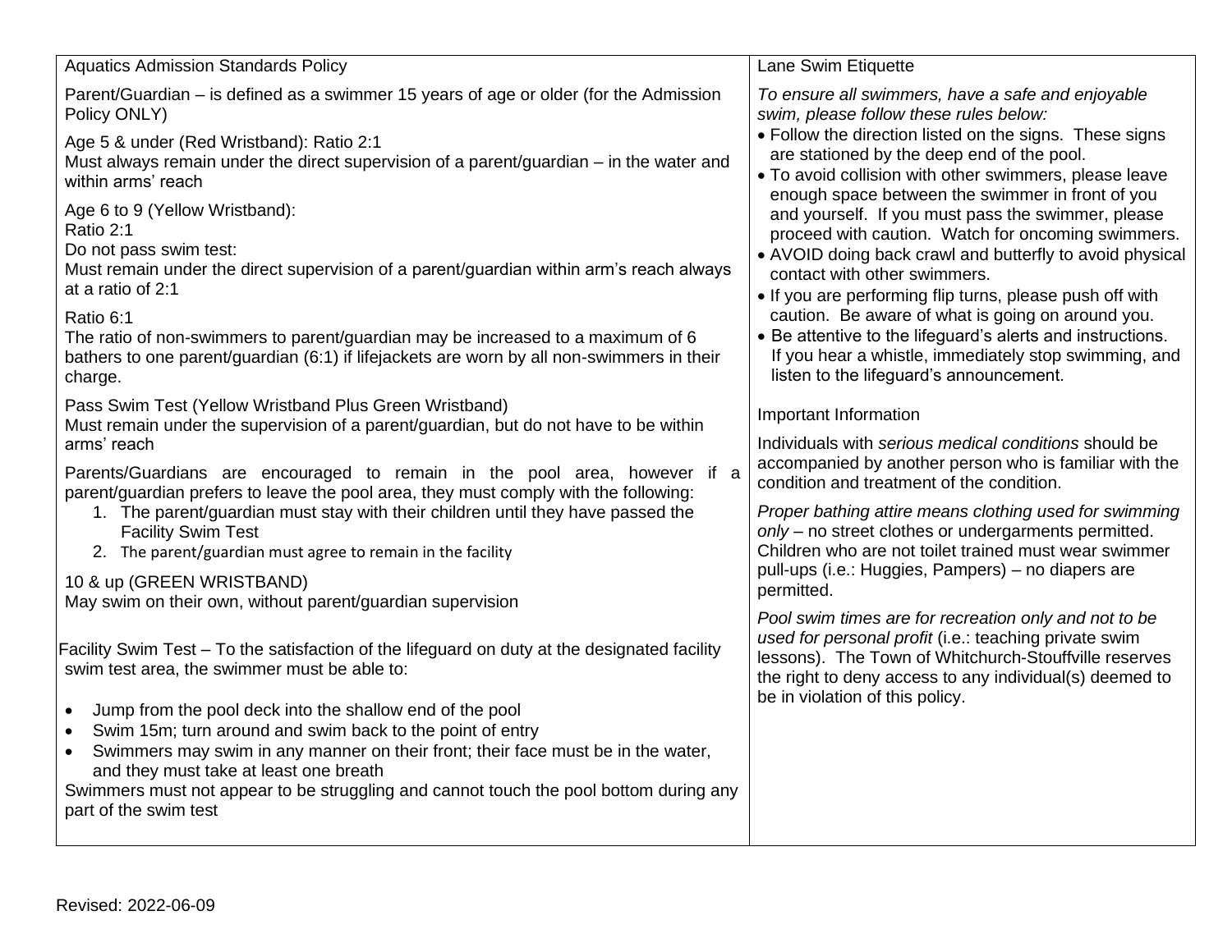## Aquatics Admission Standards Policy

Parent/Guardian – is defined as a swimmer 15 years of age or older (for the Admission Policy ONLY)

Age 5 & under (Red Wristband): Ratio 2:1
Must always remain under the direct supervision of a parent/guardian – in the water and within arms' reach

Age 6 to 9 (Yellow Wristband):
Ratio 2:1
Do not pass swim test:
Must remain under the direct supervision of a parent/guardian within arm's reach always at a ratio of 2:1

Ratio 6:1
The ratio of non-swimmers to parent/guardian may be increased to a maximum of 6 bathers to one parent/guardian (6:1) if lifejackets are worn by all non-swimmers in their charge.

Pass Swim Test (Yellow Wristband Plus Green Wristband)
Must remain under the supervision of a parent/guardian, but do not have to be within arms' reach

Parents/Guardians are encouraged to remain in the pool area, however if a parent/guardian prefers to leave the pool area, they must comply with the following:

1. The parent/guardian must stay with their children until they have passed the Facility Swim Test
2. The parent/guardian must agree to remain in the facility

10 & up (GREEN WRISTBAND)
May swim on their own, without parent/guardian supervision

Facility Swim Test – To the satisfaction of the lifeguard on duty at the designated facility swim test area, the swimmer must be able to:

- Jump from the pool deck into the shallow end of the pool
- Swim 15m; turn around and swim back to the point of entry
- Swimmers may swim in any manner on their front; their face must be in the water, and they must take at least one breath

Swimmers must not appear to be struggling and cannot touch the pool bottom during any part of the swim test

## Lane Swim Etiquette

*To ensure all swimmers, have a safe and enjoyable swim, please follow these rules below:*

- Follow the direction listed on the signs. These signs are stationed by the deep end of the pool.
- To avoid collision with other swimmers, please leave enough space between the swimmer in front of you and yourself. If you must pass the swimmer, please proceed with caution. Watch for oncoming swimmers.
- AVOID doing back crawl and butterfly to avoid physical contact with other swimmers.
- If you are performing flip turns, please push off with caution. Be aware of what is going on around you.
- Be attentive to the lifeguard's alerts and instructions. If you hear a whistle, immediately stop swimming, and listen to the lifeguard's announcement.

## Important Information

Individuals with *serious medical conditions* should be accompanied by another person who is familiar with the condition and treatment of the condition.

*Proper bathing attire means clothing used for swimming only* – no street clothes or undergarments permitted. Children who are not toilet trained must wear swimmer pull-ups (i.e.: Huggies, Pampers) – no diapers are permitted.

*Pool swim times are for recreation only and not to be used for personal profit* (i.e.: teaching private swim lessons). The Town of Whitchurch-Stouffville reserves the right to deny access to any individual(s) deemed to be in violation of this policy.

Revised: 2022-06-09